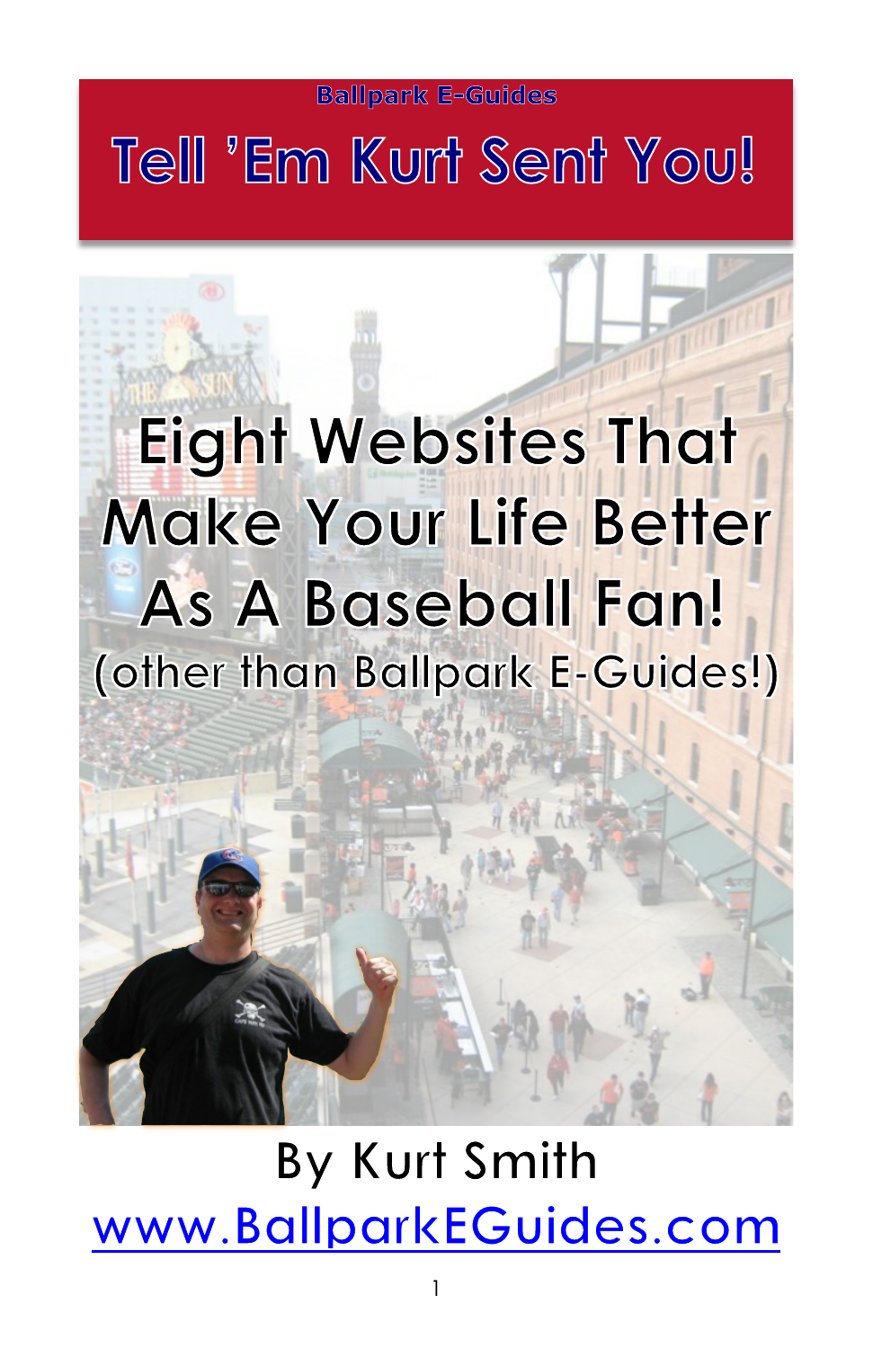Ballpark E-Guides

# Tell 'Em Kurt Sent You!

# Eight Websites That Make Your Life Better As A Baseball Fan!

(other than Ballpark E-Guides!)

By Kurt Smith

www.BallparkEGuides.com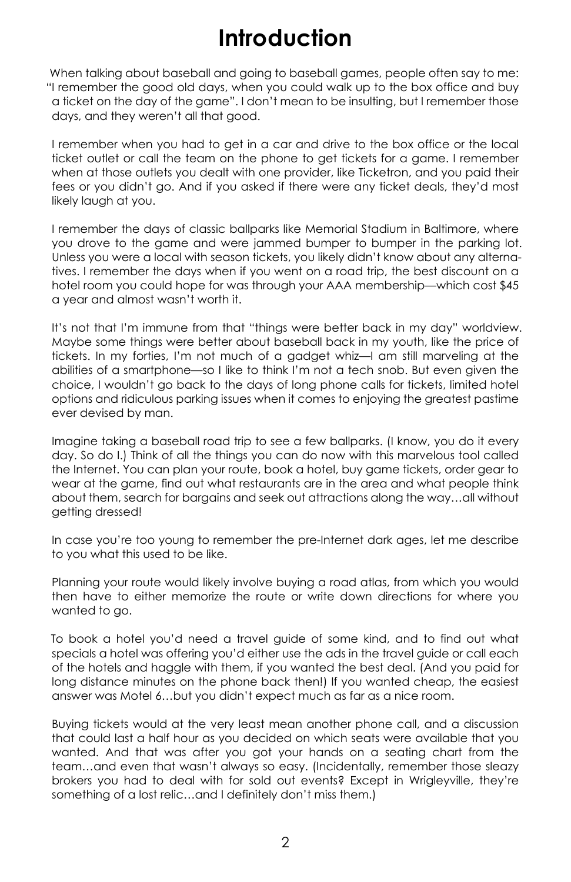# Introduction

When talking about baseball and going to baseball games, people often say to me: "I remember the good old days, when you could walk up to the box office and buy a ticket on the day of the game". I don't mean to be insulting, but I remember those days, and they weren't all that good.

I remember when you had to get in a car and drive to the box office or the local ticket outlet or call the team on the phone to get tickets for a game. I remember when at those outlets you dealt with one provider, like Ticketron, and you paid their fees or you didn't go. And if you asked if there were any ticket deals, they'd most likely laugh at you.

I remember the days of classic ballparks like Memorial Stadium in Baltimore, where you drove to the game and were jammed bumper to bumper in the parking lot. Unless you were a local with season tickets, you likely didn't know about any alternatives. I remember the days when if you went on a road trip, the best discount on a hotel room you could hope for was through your AAA membership—which cost $45 a year and almost wasn't worth it.

It's not that I'm immune from that "things were better back in my day" worldview. Maybe some things were better about baseball back in my youth, like the price of tickets. In my forties, I'm not much of a gadget whiz—I am still marveling at the abilities of a smartphone—so I like to think I'm not a tech snob. But even given the choice, I wouldn't go back to the days of long phone calls for tickets, limited hotel options and ridiculous parking issues when it comes to enjoying the greatest pastime ever devised by man.

Imagine taking a baseball road trip to see a few ballparks. (I know, you do it every day. So do I.) Think of all the things you can do now with this marvelous tool called the Internet. You can plan your route, book a hotel, buy game tickets, order gear to wear at the game, find out what restaurants are in the area and what people think about them, search for bargains and seek out attractions along the way…all without getting dressed!

In case you're too young to remember the pre-Internet dark ages, let me describe to you what this used to be like.

Planning your route would likely involve buying a road atlas, from which you would then have to either memorize the route or write down directions for where you wanted to go.

To book a hotel you'd need a travel guide of some kind, and to find out what specials a hotel was offering you'd either use the ads in the travel guide or call each of the hotels and haggle with them, if you wanted the best deal. (And you paid for long distance minutes on the phone back then!) If you wanted cheap, the easiest answer was Motel 6…but you didn't expect much as far as a nice room.

Buying tickets would at the very least mean another phone call, and a discussion that could last a half hour as you decided on which seats were available that you wanted. And that was after you got your hands on a seating chart from the team…and even that wasn't always so easy. (Incidentally, remember those sleazy brokers you had to deal with for sold out events? Except in Wrigleyville, they're something of a lost relic…and I definitely don't miss them.)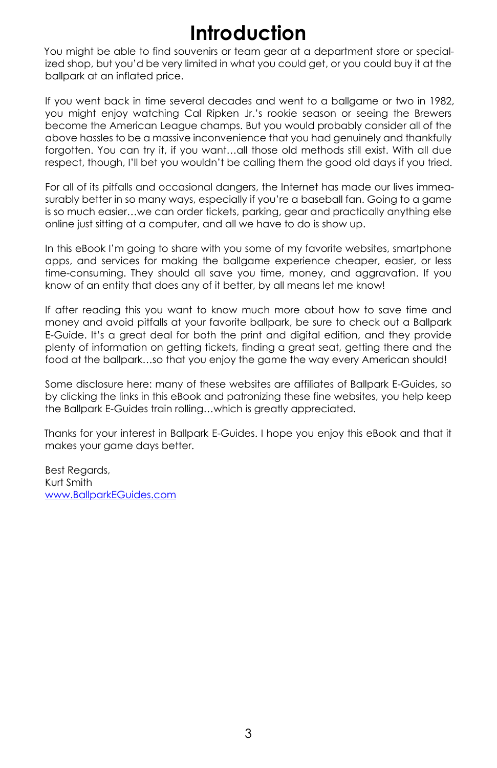# Introduction

You might be able to find souvenirs or team gear at a department store or specialized shop, but you'd be very limited in what you could get, or you could buy it at the ballpark at an inflated price.

If you went back in time several decades and went to a ballgame or two in 1982, you might enjoy watching Cal Ripken Jr.'s rookie season or seeing the Brewers become the American League champs. But you would probably consider all of the above hassles to be a massive inconvenience that you had genuinely and thankfully forgotten. You can try it, if you want…all those old methods still exist. With all due respect, though, I'll bet you wouldn't be calling them the good old days if you tried.

For all of its pitfalls and occasional dangers, the Internet has made our lives immeasurably better in so many ways, especially if you're a baseball fan. Going to a game is so much easier…we can order tickets, parking, gear and practically anything else online just sitting at a computer, and all we have to do is show up.

In this eBook I'm going to share with you some of my favorite websites, smartphone apps, and services for making the ballgame experience cheaper, easier, or less time-consuming. They should all save you time, money, and aggravation. If you know of an entity that does any of it better, by all means let me know!

If after reading this you want to know much more about how to save time and money and avoid pitfalls at your favorite ballpark, be sure to check out a Ballpark E-Guide. It's a great deal for both the print and digital edition, and they provide plenty of information on getting tickets, finding a great seat, getting there and the food at the ballpark…so that you enjoy the game the way every American should!

Some disclosure here: many of these websites are affiliates of Ballpark E-Guides, so by clicking the links in this eBook and patronizing these fine websites, you help keep the Ballpark E-Guides train rolling…which is greatly appreciated.

Thanks for your interest in Ballpark E-Guides. I hope you enjoy this eBook and that it makes your game days better.

Best Regards,
Kurt Smith
[www.BallparkEGuides.com](http://www.BallparkEGuides.com)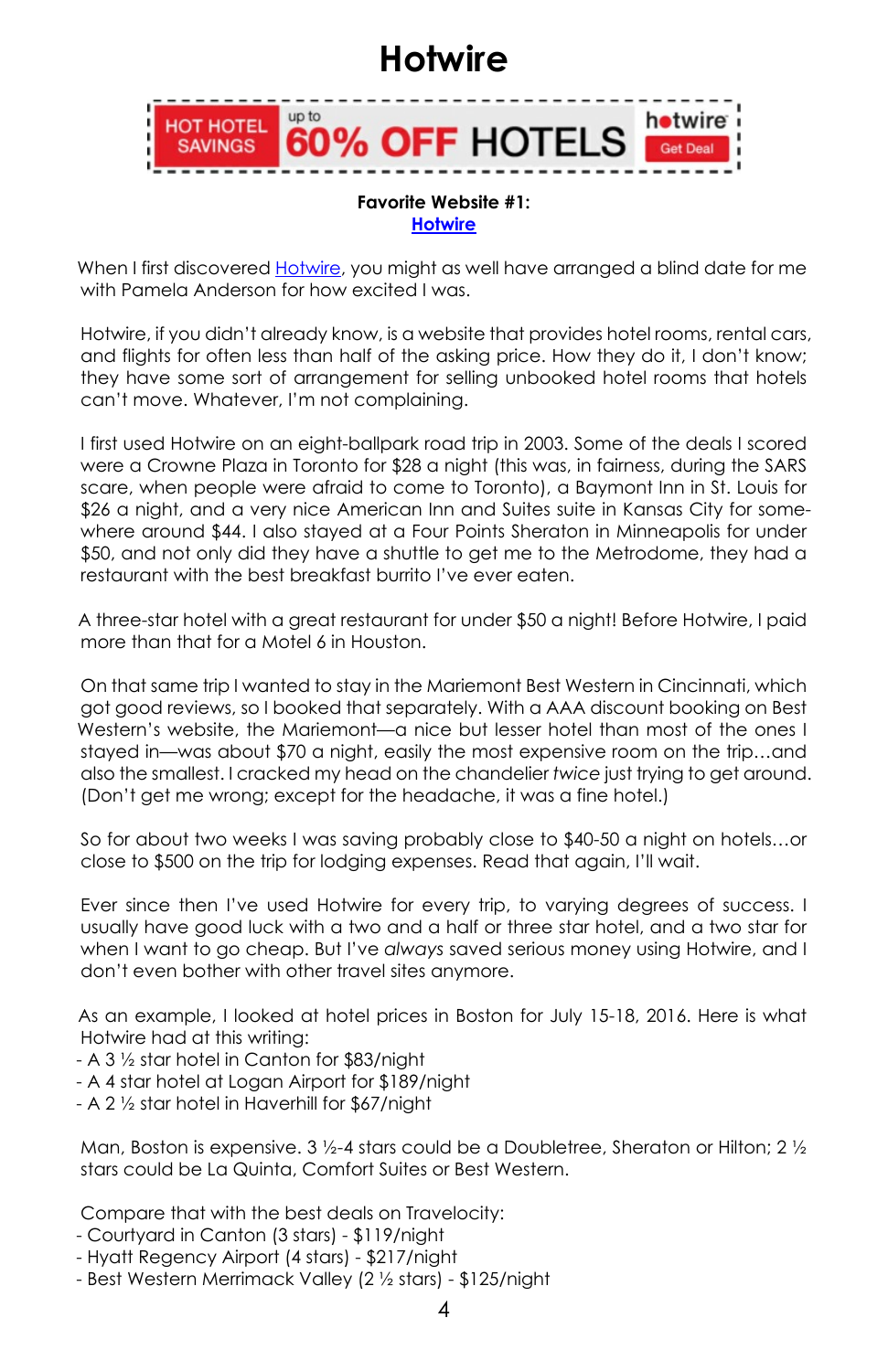# Hotwire

**Favorite Website #1:**
**Hotwire**

When I first discovered Hotwire, you might as well have arranged a blind date for me with Pamela Anderson for how excited I was.

Hotwire, if you didn't already know, is a website that provides hotel rooms, rental cars, and flights for often less than half of the asking price. How they do it, I don't know; they have some sort of arrangement for selling unbooked hotel rooms that hotels can't move. Whatever, I'm not complaining.

I first used Hotwire on an eight-ballpark road trip in 2003. Some of the deals I scored were a Crowne Plaza in Toronto for $28 a night (this was, in fairness, during the SARS scare, when people were afraid to come to Toronto), a Baymont Inn in St. Louis for $26 a night, and a very nice American Inn and Suites suite in Kansas City for somewhere around $44. I also stayed at a Four Points Sheraton in Minneapolis for under $50, and not only did they have a shuttle to get me to the Metrodome, they had a restaurant with the best breakfast burrito I've ever eaten.

A three-star hotel with a great restaurant for under $50 a night! Before Hotwire, I paid more than that for a Motel 6 in Houston.

On that same trip I wanted to stay in the Mariemont Best Western in Cincinnati, which got good reviews, so I booked that separately. With a AAA discount booking on Best Western's website, the Mariemont—a nice but lesser hotel than most of the ones I stayed in—was about $70 a night, easily the most expensive room on the trip…and also the smallest. I cracked my head on the chandelier *twice* just trying to get around. (Don't get me wrong; except for the headache, it was a fine hotel.)

So for about two weeks I was saving probably close to $40-50 a night on hotels…or close to $500 on the trip for lodging expenses. Read that again, I'll wait.

Ever since then I've used Hotwire for every trip, to varying degrees of success. I usually have good luck with a two and a half or three star hotel, and a two star for when I want to go cheap. But I've *always* saved serious money using Hotwire, and I don't even bother with other travel sites anymore.

As an example, I looked at hotel prices in Boston for July 15-18, 2016. Here is what Hotwire had at this writing:

- A 3 ½ star hotel in Canton for $83/night
- A 4 star hotel at Logan Airport for $189/night
- A 2 ½ star hotel in Haverhill for $67/night

Man, Boston is expensive. 3 ½-4 stars could be a Doubletree, Sheraton or Hilton; 2 ½ stars could be La Quinta, Comfort Suites or Best Western.

Compare that with the best deals on Travelocity:

- Courtyard in Canton (3 stars) - $119/night
- Hyatt Regency Airport (4 stars) - $217/night
- Best Western Merrimack Valley (2 ½ stars) - $125/night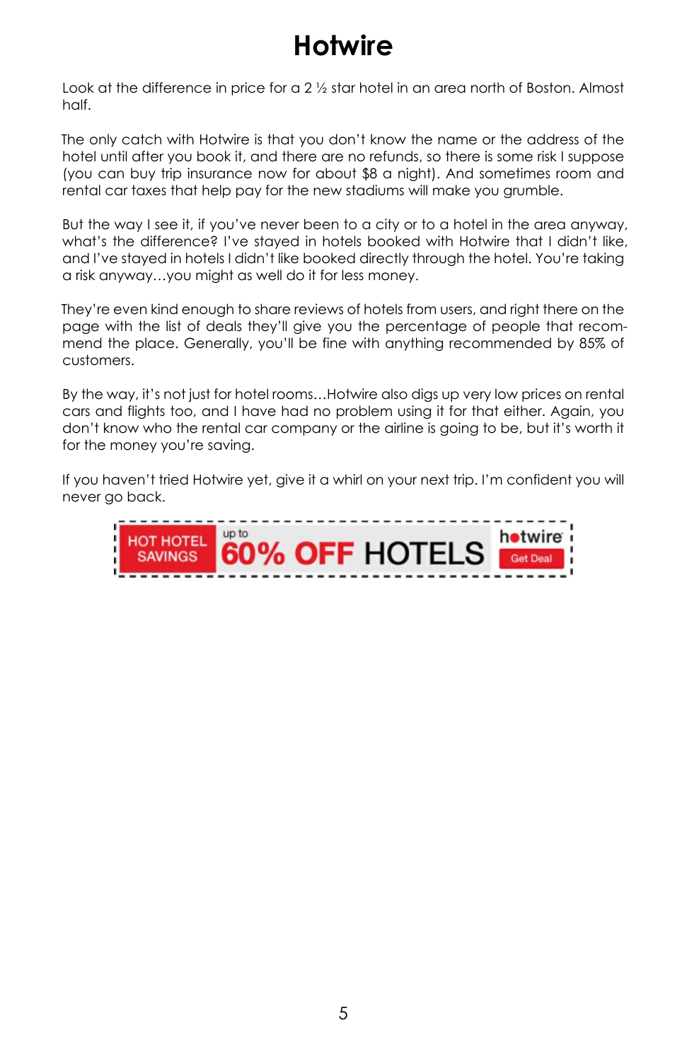# Hotwire

Look at the difference in price for a 2 ½ star hotel in an area north of Boston. Almost half.

The only catch with Hotwire is that you don't know the name or the address of the hotel until after you book it, and there are no refunds, so there is some risk I suppose (you can buy trip insurance now for about $8 a night). And sometimes room and rental car taxes that help pay for the new stadiums will make you grumble.

But the way I see it, if you've never been to a city or to a hotel in the area anyway, what's the difference? I've stayed in hotels booked with Hotwire that I didn't like, and I've stayed in hotels I didn't like booked directly through the hotel. You're taking a risk anyway…you might as well do it for less money.

They're even kind enough to share reviews of hotels from users, and right there on the page with the list of deals they'll give you the percentage of people that recommend the place. Generally, you'll be fine with anything recommended by 85% of customers.

By the way, it's not just for hotel rooms…Hotwire also digs up very low prices on rental cars and flights too, and I have had no problem using it for that either. Again, you don't know who the rental car company or the airline is going to be, but it's worth it for the money you're saving.

If you haven't tried Hotwire yet, give it a whirl on your next trip. I'm confident you will never go back.

HOT HOTEL SAVINGS | up to 60% OFF HOTELS | hotwire Get Deal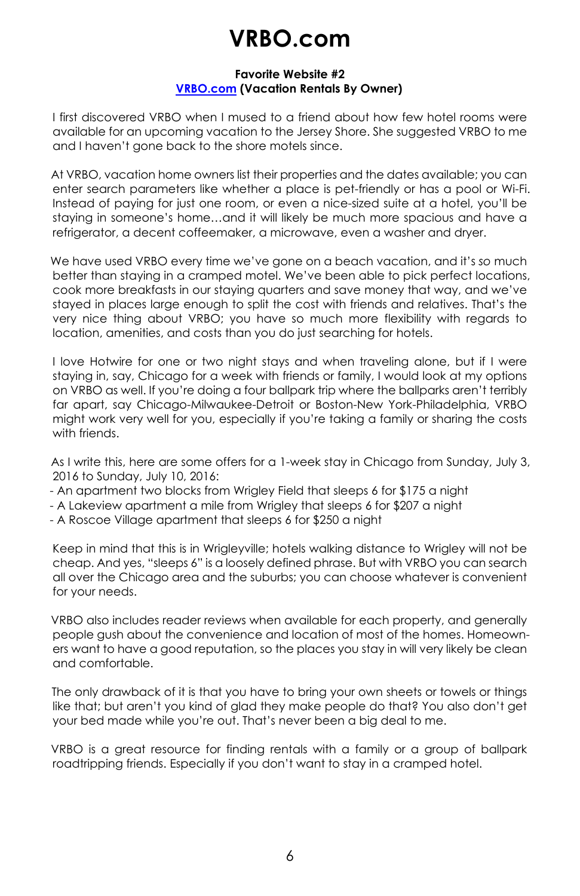# VRBO.com

**Favorite Website #2**
**[VRBO.com](VRBO.com) (Vacation Rentals By Owner)**

I first discovered VRBO when I mused to a friend about how few hotel rooms were available for an upcoming vacation to the Jersey Shore. She suggested VRBO to me and I haven't gone back to the shore motels since.

At VRBO, vacation home owners list their properties and the dates available; you can enter search parameters like whether a place is pet-friendly or has a pool or Wi-Fi. Instead of paying for just one room, or even a nice-sized suite at a hotel, you'll be staying in someone's home…and it will likely be much more spacious and have a refrigerator, a decent coffeemaker, a microwave, even a washer and dryer.

We have used VRBO every time we've gone on a beach vacation, and it's *so* much better than staying in a cramped motel. We've been able to pick perfect locations, cook more breakfasts in our staying quarters and save money that way, and we've stayed in places large enough to split the cost with friends and relatives. That's the very nice thing about VRBO; you have so much more flexibility with regards to location, amenities, and costs than you do just searching for hotels.

I love Hotwire for one or two night stays and when traveling alone, but if I were staying in, say, Chicago for a week with friends or family, I would look at my options on VRBO as well. If you're doing a four ballpark trip where the ballparks aren't terribly far apart, say Chicago-Milwaukee-Detroit or Boston-New York-Philadelphia, VRBO might work very well for you, especially if you're taking a family or sharing the costs with friends.

As I write this, here are some offers for a 1-week stay in Chicago from Sunday, July 3, 2016 to Sunday, July 10, 2016:

- An apartment two blocks from Wrigley Field that sleeps 6 for $175 a night
- A Lakeview apartment a mile from Wrigley that sleeps 6 for $207 a night
- A Roscoe Village apartment that sleeps 6 for $250 a night

Keep in mind that this is in Wrigleyville; hotels walking distance to Wrigley will not be cheap. And yes, "sleeps 6" is a loosely defined phrase. But with VRBO you can search all over the Chicago area and the suburbs; you can choose whatever is convenient for your needs.

VRBO also includes reader reviews when available for each property, and generally people gush about the convenience and location of most of the homes. Homeowners want to have a good reputation, so the places you stay in will very likely be clean and comfortable.

The only drawback of it is that you have to bring your own sheets or towels or things like that; but aren't you kind of glad they make people do that? You also don't get your bed made while you're out. That's never been a big deal to me.

VRBO is a great resource for finding rentals with a family or a group of ballpark roadtripping friends. Especially if you don't want to stay in a cramped hotel.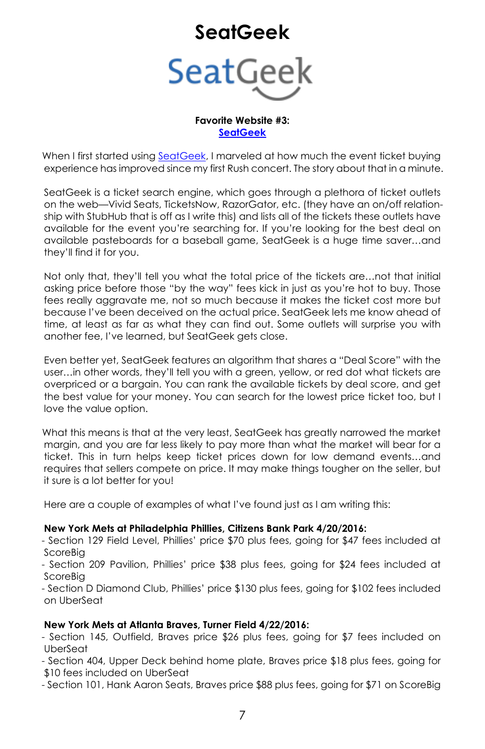# SeatGeek

**Favorite Website #3:**
**SeatGeek**

When I first started using SeatGeek, I marveled at how much the event ticket buying experience has improved since my first Rush concert. The story about that in a minute.

SeatGeek is a ticket search engine, which goes through a plethora of ticket outlets on the web—Vivid Seats, TicketsNow, RazorGator, etc. (they have an on/off relationship with StubHub that is off as I write this) and lists all of the tickets these outlets have available for the event you're searching for. If you're looking for the best deal on available pasteboards for a baseball game, SeatGeek is a huge time saver…and they'll find it for you.

Not only that, they'll tell you what the total price of the tickets are…not that initial asking price before those "by the way" fees kick in just as you're hot to buy. Those fees really aggravate me, not so much because it makes the ticket cost more but because I've been deceived on the actual price. SeatGeek lets me know ahead of time, at least as far as what they can find out. Some outlets will surprise you with another fee, I've learned, but SeatGeek gets close.

Even better yet, SeatGeek features an algorithm that shares a "Deal Score" with the user…in other words, they'll tell you with a green, yellow, or red dot what tickets are overpriced or a bargain. You can rank the available tickets by deal score, and get the best value for your money. You can search for the lowest price ticket too, but I love the value option.

What this means is that at the very least, SeatGeek has greatly narrowed the market margin, and you are far less likely to pay more than what the market will bear for a ticket. This in turn helps keep ticket prices down for low demand events…and requires that sellers compete on price. It may make things tougher on the seller, but it sure is a lot better for you!

Here are a couple of examples of what I've found just as I am writing this:

**New York Mets at Philadelphia Phillies, Citizens Bank Park 4/20/2016:**
- Section 129 Field Level, Phillies' price $70 plus fees, going for $47 fees included at ScoreBig
- Section 209 Pavilion, Phillies' price $38 plus fees, going for $24 fees included at ScoreBig
- Section D Diamond Club, Phillies' price $130 plus fees, going for $102 fees included on UberSeat

**New York Mets at Atlanta Braves, Turner Field 4/22/2016:**
- Section 145, Outfield, Braves price $26 plus fees, going for $7 fees included on UberSeat
- Section 404, Upper Deck behind home plate, Braves price $18 plus fees, going for $10 fees included on UberSeat
- Section 101, Hank Aaron Seats, Braves price $88 plus fees, going for $71 on ScoreBig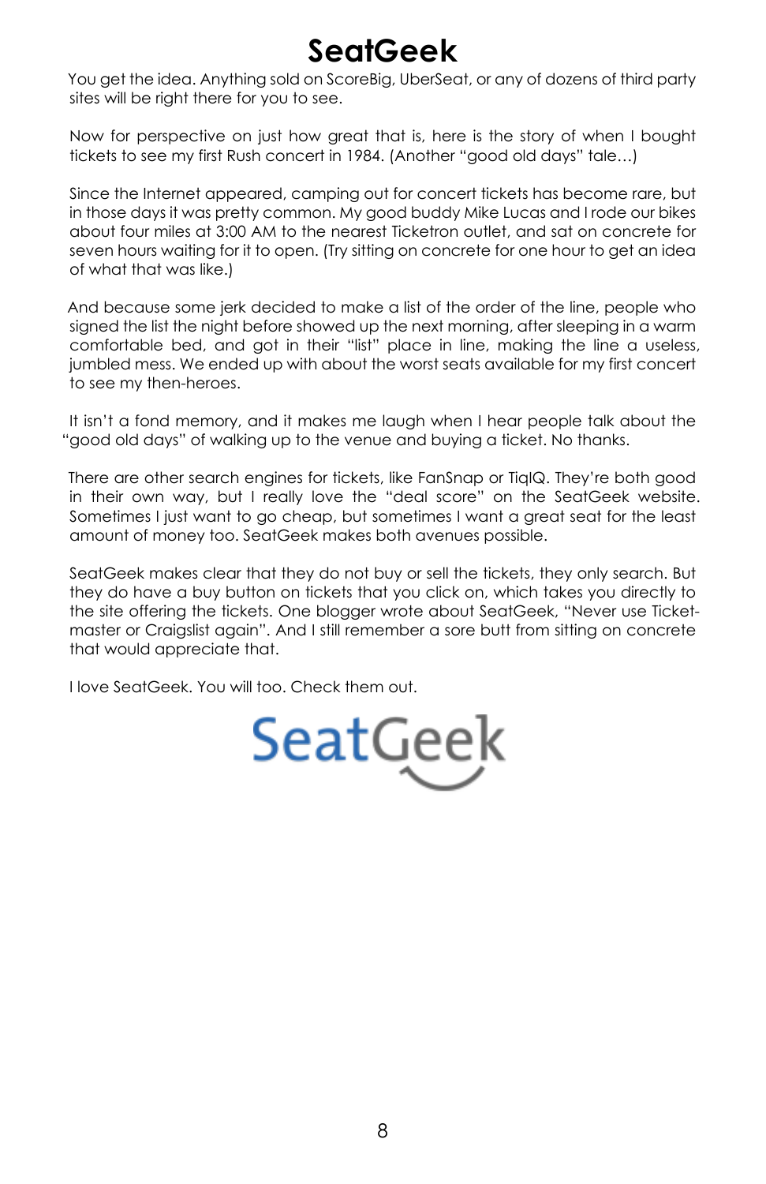# SeatGeek

You get the idea. Anything sold on ScoreBig, UberSeat, or any of dozens of third party sites will be right there for you to see.

Now for perspective on just how great that is, here is the story of when I bought tickets to see my first Rush concert in 1984. (Another "good old days" tale…)

Since the Internet appeared, camping out for concert tickets has become rare, but in those days it was pretty common. My good buddy Mike Lucas and I rode our bikes about four miles at 3:00 AM to the nearest Ticketron outlet, and sat on concrete for seven hours waiting for it to open. (Try sitting on concrete for one hour to get an idea of what that was like.)

And because some jerk decided to make a list of the order of the line, people who signed the list the night before showed up the next morning, after sleeping in a warm comfortable bed, and got in their "list" place in line, making the line a useless, jumbled mess. We ended up with about the worst seats available for my first concert to see my then-heroes.

It isn't a fond memory, and it makes me laugh when I hear people talk about the "good old days" of walking up to the venue and buying a ticket. No thanks.

There are other search engines for tickets, like FanSnap or TiqIQ. They're both good in their own way, but I really love the "deal score" on the SeatGeek website. Sometimes I just want to go cheap, but sometimes I want a great seat for the least amount of money too. SeatGeek makes both avenues possible.

SeatGeek makes clear that they do not buy or sell the tickets, they only search. But they do have a buy button on tickets that you click on, which takes you directly to the site offering the tickets. One blogger wrote about SeatGeek, "Never use Ticket-master or Craigslist again". And I still remember a sore butt from sitting on concrete that would appreciate that.

I love SeatGeek. You will too. Check them out.

SeatGeek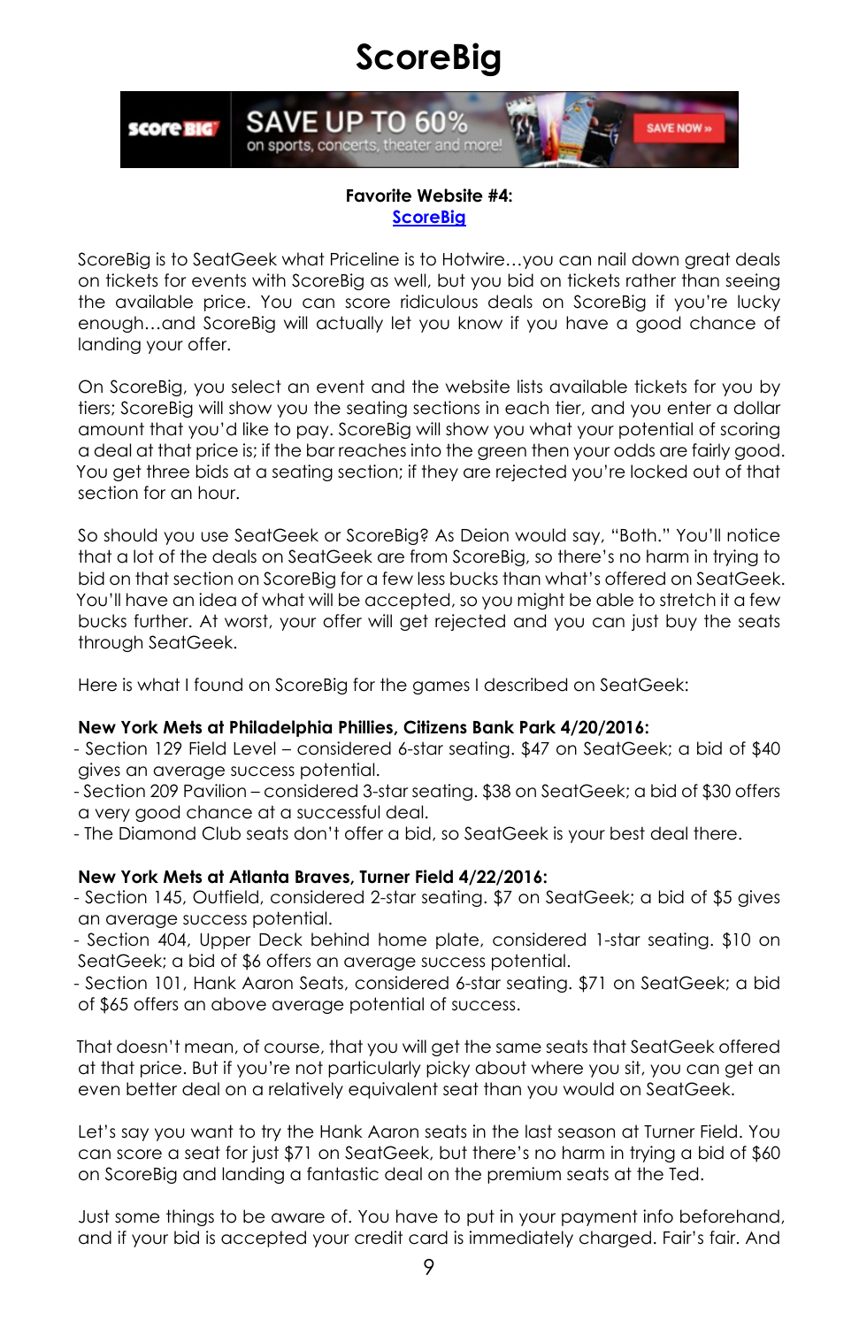# ScoreBig

**Favorite Website #4:**
**ScoreBig**

ScoreBig is to SeatGeek what Priceline is to Hotwire…you can nail down great deals on tickets for events with ScoreBig as well, but you bid on tickets rather than seeing the available price. You can score ridiculous deals on ScoreBig if you're lucky enough…and ScoreBig will actually let you know if you have a good chance of landing your offer.

On ScoreBig, you select an event and the website lists available tickets for you by tiers; ScoreBig will show you the seating sections in each tier, and you enter a dollar amount that you'd like to pay. ScoreBig will show you what your potential of scoring a deal at that price is; if the bar reaches into the green then your odds are fairly good. You get three bids at a seating section; if they are rejected you're locked out of that section for an hour.

So should you use SeatGeek or ScoreBig? As Deion would say, "Both." You'll notice that a lot of the deals on SeatGeek are from ScoreBig, so there's no harm in trying to bid on that section on ScoreBig for a few less bucks than what's offered on SeatGeek. You'll have an idea of what will be accepted, so you might be able to stretch it a few bucks further. At worst, your offer will get rejected and you can just buy the seats through SeatGeek.

Here is what I found on ScoreBig for the games I described on SeatGeek:

**New York Mets at Philadelphia Phillies, Citizens Bank Park 4/20/2016:**

- Section 129 Field Level – considered 6-star seating. $47 on SeatGeek; a bid of $40 gives an average success potential.
- Section 209 Pavilion – considered 3-star seating. $38 on SeatGeek; a bid of $30 offers a very good chance at a successful deal.
- The Diamond Club seats don't offer a bid, so SeatGeek is your best deal there.

**New York Mets at Atlanta Braves, Turner Field 4/22/2016:**

- Section 145, Outfield, considered 2-star seating. $7 on SeatGeek; a bid of $5 gives an average success potential.
- Section 404, Upper Deck behind home plate, considered 1-star seating. $10 on SeatGeek; a bid of $6 offers an average success potential.
- Section 101, Hank Aaron Seats, considered 6-star seating. $71 on SeatGeek; a bid of $65 offers an above average potential of success.

That doesn't mean, of course, that you will get the same seats that SeatGeek offered at that price. But if you're not particularly picky about where you sit, you can get an even better deal on a relatively equivalent seat than you would on SeatGeek.

Let's say you want to try the Hank Aaron seats in the last season at Turner Field. You can score a seat for just $71 on SeatGeek, but there's no harm in trying a bid of $60 on ScoreBig and landing a fantastic deal on the premium seats at the Ted.

Just some things to be aware of. You have to put in your payment info beforehand, and if your bid is accepted your credit card is immediately charged. Fair's fair. And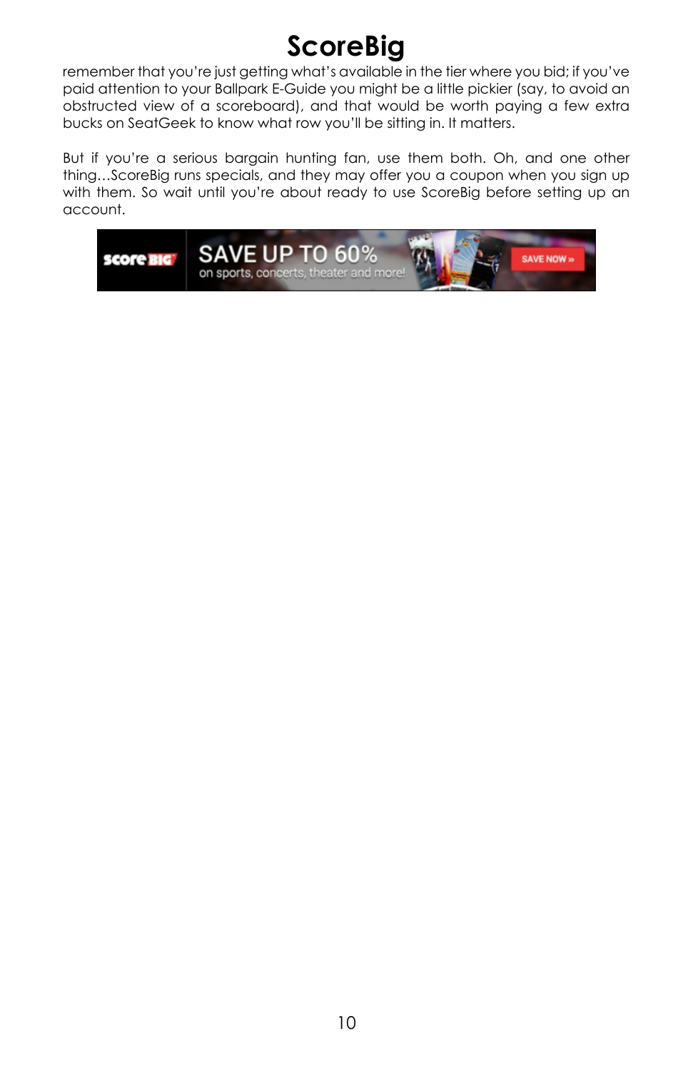# ScoreBig

remember that you're just getting what's available in the tier where you bid; if you've paid attention to your Ballpark E-Guide you might be a little pickier (say, to avoid an obstructed view of a scoreboard), and that would be worth paying a few extra bucks on SeatGeek to know what row you'll be sitting in. It matters.

But if you're a serious bargain hunting fan, use them both. Oh, and one other thing…ScoreBig runs specials, and they may offer you a coupon when you sign up with them. So wait until you're about ready to use ScoreBig before setting up an account.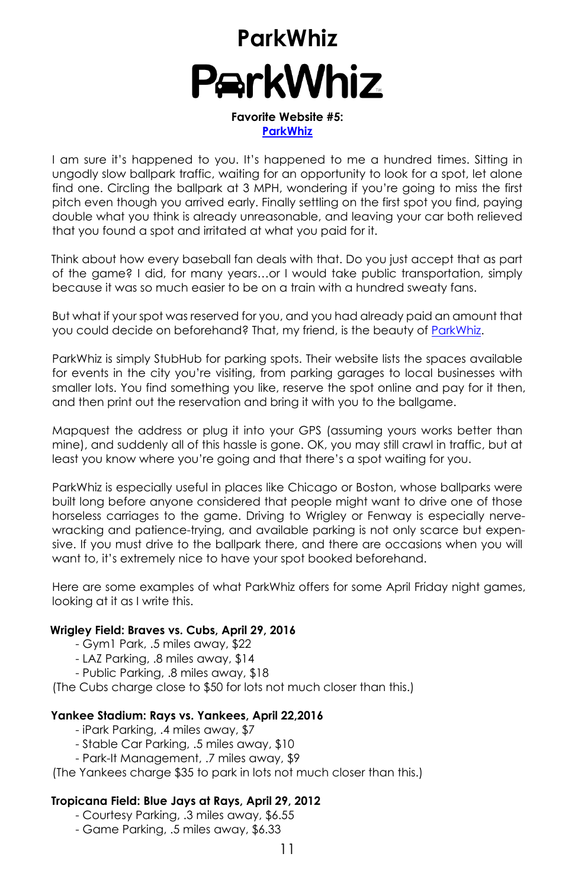# ParkWhiz

**Favorite Website #5:**
**[ParkWhiz]**

I am sure it's happened to you. It's happened to me a hundred times. Sitting in ungodly slow ballpark traffic, waiting for an opportunity to look for a spot, let alone find one. Circling the ballpark at 3 MPH, wondering if you're going to miss the first pitch even though you arrived early. Finally settling on the first spot you find, paying double what you think is already unreasonable, and leaving your car both relieved that you found a spot and irritated at what you paid for it.

Think about how every baseball fan deals with that. Do you just accept that as part of the game? I did, for many years…or I would take public transportation, simply because it was so much easier to be on a train with a hundred sweaty fans.

But what if your spot was reserved for you, and you had already paid an amount that you could decide on beforehand? That, my friend, is the beauty of ParkWhiz.

ParkWhiz is simply StubHub for parking spots. Their website lists the spaces available for events in the city you're visiting, from parking garages to local businesses with smaller lots. You find something you like, reserve the spot online and pay for it then, and then print out the reservation and bring it with you to the ballgame.

Mapquest the address or plug it into your GPS (assuming yours works better than mine), and suddenly all of this hassle is gone. OK, you may still crawl in traffic, but at least you know where you're going and that there's a spot waiting for you.

ParkWhiz is especially useful in places like Chicago or Boston, whose ballparks were built long before anyone considered that people might want to drive one of those horseless carriages to the game. Driving to Wrigley or Fenway is especially nerve-wracking and patience-trying, and available parking is not only scarce but expensive. If you must drive to the ballpark there, and there are occasions when you will want to, it's extremely nice to have your spot booked beforehand.

Here are some examples of what ParkWhiz offers for some April Friday night games, looking at it as I write this.

**Wrigley Field: Braves vs. Cubs, April 29, 2016**

- Gym1 Park, .5 miles away, $22
- LAZ Parking, .8 miles away, $14
- Public Parking, .8 miles away, $18

(The Cubs charge close to $50 for lots not much closer than this.)

**Yankee Stadium: Rays vs. Yankees, April 22,2016**

- iPark Parking, .4 miles away, $7
- Stable Car Parking, .5 miles away, $10
- Park-It Management, .7 miles away, $9

(The Yankees charge $35 to park in lots not much closer than this.)

**Tropicana Field: Blue Jays at Rays, April 29, 2012**

- Courtesy Parking, .3 miles away, $6.55
- Game Parking, .5 miles away, $6.33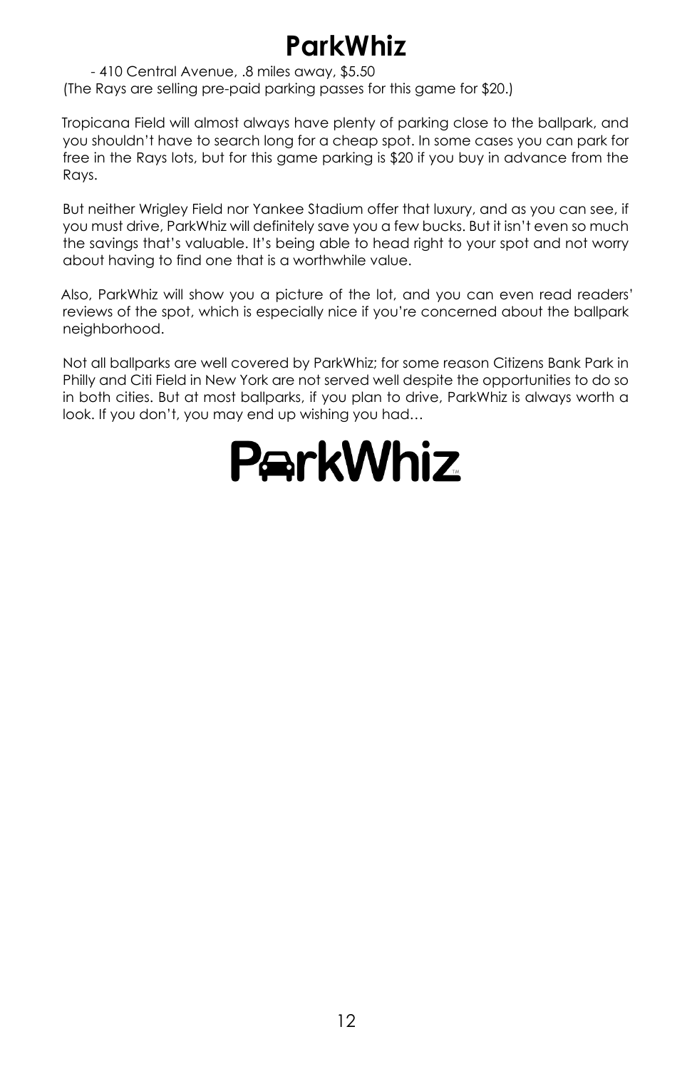# ParkWhiz

- 410 Central Avenue, .8 miles away, $5.50

(The Rays are selling pre-paid parking passes for this game for $20.)

Tropicana Field will almost always have plenty of parking close to the ballpark, and you shouldn't have to search long for a cheap spot. In some cases you can park for free in the Rays lots, but for this game parking is $20 if you buy in advance from the Rays.

But neither Wrigley Field nor Yankee Stadium offer that luxury, and as you can see, if you must drive, ParkWhiz will definitely save you a few bucks. But it isn't even so much the savings that's valuable. It's being able to head right to your spot and not worry about having to find one that is a worthwhile value.

Also, ParkWhiz will show you a picture of the lot, and you can even read readers' reviews of the spot, which is especially nice if you're concerned about the ballpark neighborhood.

Not all ballparks are well covered by ParkWhiz; for some reason Citizens Bank Park in Philly and Citi Field in New York are not served well despite the opportunities to do so in both cities. But at most ballparks, if you plan to drive, ParkWhiz is always worth a look. If you don't, you may end up wishing you had…

ParkWhiz™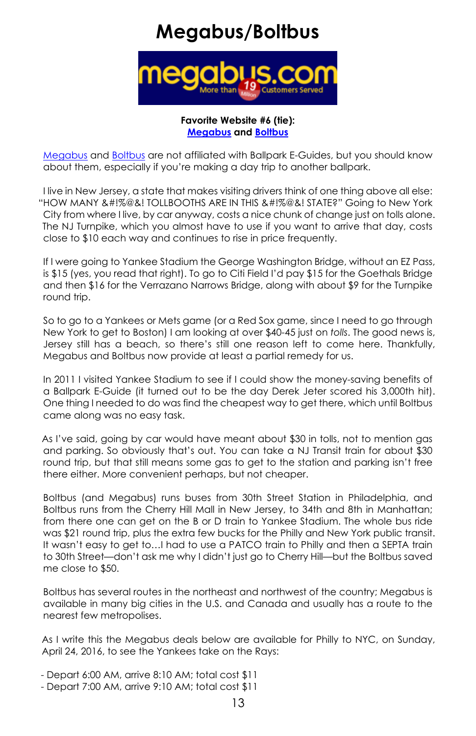# Megabus/Boltbus

**Favorite Website #6 (tie):**
**Megabus and Boltbus**

Megabus and Boltbus are not affiliated with Ballpark E-Guides, but you should know about them, especially if you're making a day trip to another ballpark.

I live in New Jersey, a state that makes visiting drivers think of one thing above all else: "HOW MANY &#!%@&! TOLLBOOTHS ARE IN THIS &#!%@&! STATE?" Going to New York City from where I live, by car anyway, costs a nice chunk of change just on tolls alone. The NJ Turnpike, which you almost have to use if you want to arrive that day, costs close to $10 each way and continues to rise in price frequently.

If I were going to Yankee Stadium the George Washington Bridge, without an EZ Pass, is $15 (yes, you read that right). To go to Citi Field I'd pay $15 for the Goethals Bridge and then $16 for the Verrazano Narrows Bridge, along with about $9 for the Turnpike round trip.

So to go to a Yankees or Mets game (or a Red Sox game, since I need to go through New York to get to Boston) I am looking at over $40-45 just on *tolls*. The good news is, Jersey still has a beach, so there's still one reason left to come here. Thankfully, Megabus and Boltbus now provide at least a partial remedy for us.

In 2011 I visited Yankee Stadium to see if I could show the money-saving benefits of a Ballpark E-Guide (it turned out to be the day Derek Jeter scored his 3,000th hit). One thing I needed to do was find the cheapest way to get there, which until Boltbus came along was no easy task.

As I've said, going by car would have meant about $30 in tolls, not to mention gas and parking. So obviously that's out. You can take a NJ Transit train for about $30 round trip, but that still means some gas to get to the station and parking isn't free there either. More convenient perhaps, but not cheaper.

Boltbus (and Megabus) runs buses from 30th Street Station in Philadelphia, and Boltbus runs from the Cherry Hill Mall in New Jersey, to 34th and 8th in Manhattan; from there one can get on the B or D train to Yankee Stadium. The whole bus ride was $21 round trip, plus the extra few bucks for the Philly and New York public transit. It wasn't easy to get to…I had to use a PATCO train to Philly and then a SEPTA train to 30th Street—don't ask me why I didn't just go to Cherry Hill—but the Boltbus saved me close to $50.

Boltbus has several routes in the northeast and northwest of the country; Megabus is available in many big cities in the U.S. and Canada and usually has a route to the nearest few metropolises.

As I write this the Megabus deals below are available for Philly to NYC, on Sunday, April 24, 2016, to see the Yankees take on the Rays:

- Depart 6:00 AM, arrive 8:10 AM; total cost $11
- Depart 7:00 AM, arrive 9:10 AM; total cost $11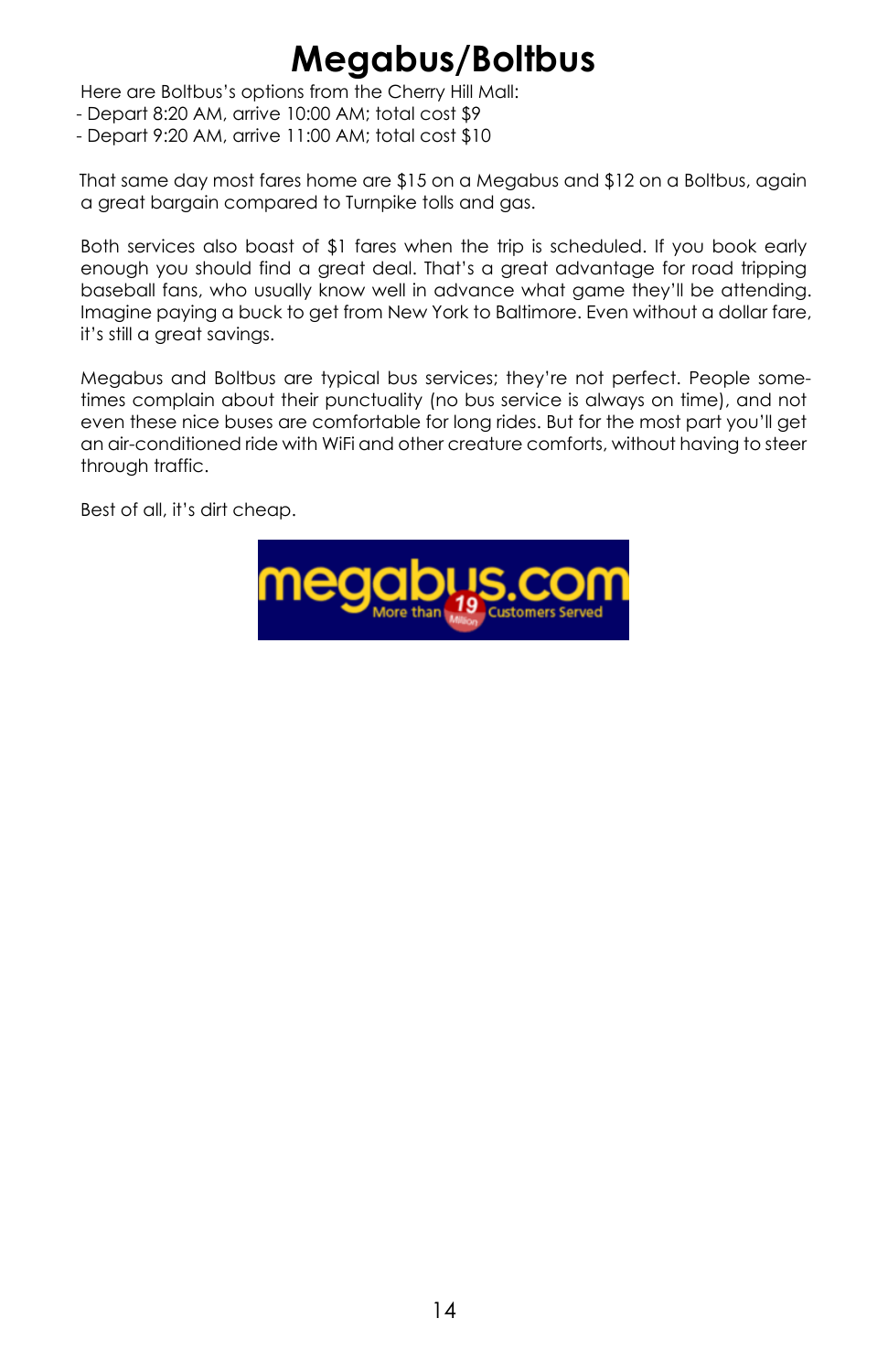# Megabus/Boltbus

Here are Boltbus's options from the Cherry Hill Mall:

- Depart 8:20 AM, arrive 10:00 AM; total cost $9
- Depart 9:20 AM, arrive 11:00 AM; total cost $10

That same day most fares home are $15 on a Megabus and $12 on a Boltbus, again a great bargain compared to Turnpike tolls and gas.

Both services also boast of $1 fares when the trip is scheduled. If you book early enough you should find a great deal. That's a great advantage for road tripping baseball fans, who usually know well in advance what game they'll be attending. Imagine paying a buck to get from New York to Baltimore. Even without a dollar fare, it's still a great savings.

Megabus and Boltbus are typical bus services; they're not perfect. People sometimes complain about their punctuality (no bus service is always on time), and not even these nice buses are comfortable for long rides. But for the most part you'll get an air-conditioned ride with WiFi and other creature comforts, without having to steer through traffic.

Best of all, it's dirt cheap.

megabus.com More than 19 Million Customers Served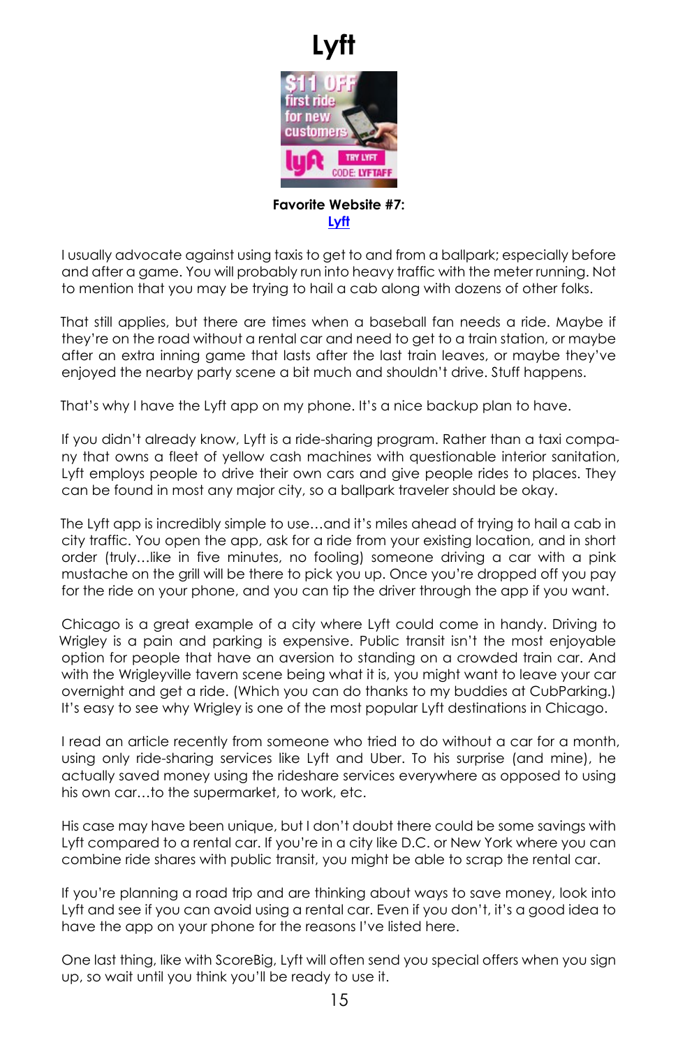# Lyft

**Favorite Website #7:**
Lyft

I usually advocate against using taxis to get to and from a ballpark; especially before and after a game. You will probably run into heavy traffic with the meter running. Not to mention that you may be trying to hail a cab along with dozens of other folks.

That still applies, but there are times when a baseball fan needs a ride. Maybe if they're on the road without a rental car and need to get to a train station, or maybe after an extra inning game that lasts after the last train leaves, or maybe they've enjoyed the nearby party scene a bit much and shouldn't drive. Stuff happens.

That's why I have the Lyft app on my phone. It's a nice backup plan to have.

If you didn't already know, Lyft is a ride-sharing program. Rather than a taxi company that owns a fleet of yellow cash machines with questionable interior sanitation, Lyft employs people to drive their own cars and give people rides to places. They can be found in most any major city, so a ballpark traveler should be okay.

The Lyft app is incredibly simple to use…and it's miles ahead of trying to hail a cab in city traffic. You open the app, ask for a ride from your existing location, and in short order (truly…like in five minutes, no fooling) someone driving a car with a pink mustache on the grill will be there to pick you up. Once you're dropped off you pay for the ride on your phone, and you can tip the driver through the app if you want.

Chicago is a great example of a city where Lyft could come in handy. Driving to Wrigley is a pain and parking is expensive. Public transit isn't the most enjoyable option for people that have an aversion to standing on a crowded train car. And with the Wrigleyville tavern scene being what it is, you might want to leave your car overnight and get a ride. (Which you can do thanks to my buddies at CubParking.) It's easy to see why Wrigley is one of the most popular Lyft destinations in Chicago.

I read an article recently from someone who tried to do without a car for a month, using only ride-sharing services like Lyft and Uber. To his surprise (and mine), he actually saved money using the rideshare services everywhere as opposed to using his own car…to the supermarket, to work, etc.

His case may have been unique, but I don't doubt there could be some savings with Lyft compared to a rental car. If you're in a city like D.C. or New York where you can combine ride shares with public transit, you might be able to scrap the rental car.

If you're planning a road trip and are thinking about ways to save money, look into Lyft and see if you can avoid using a rental car. Even if you don't, it's a good idea to have the app on your phone for the reasons I've listed here.

One last thing, like with ScoreBig, Lyft will often send you special offers when you sign up, so wait until you think you'll be ready to use it.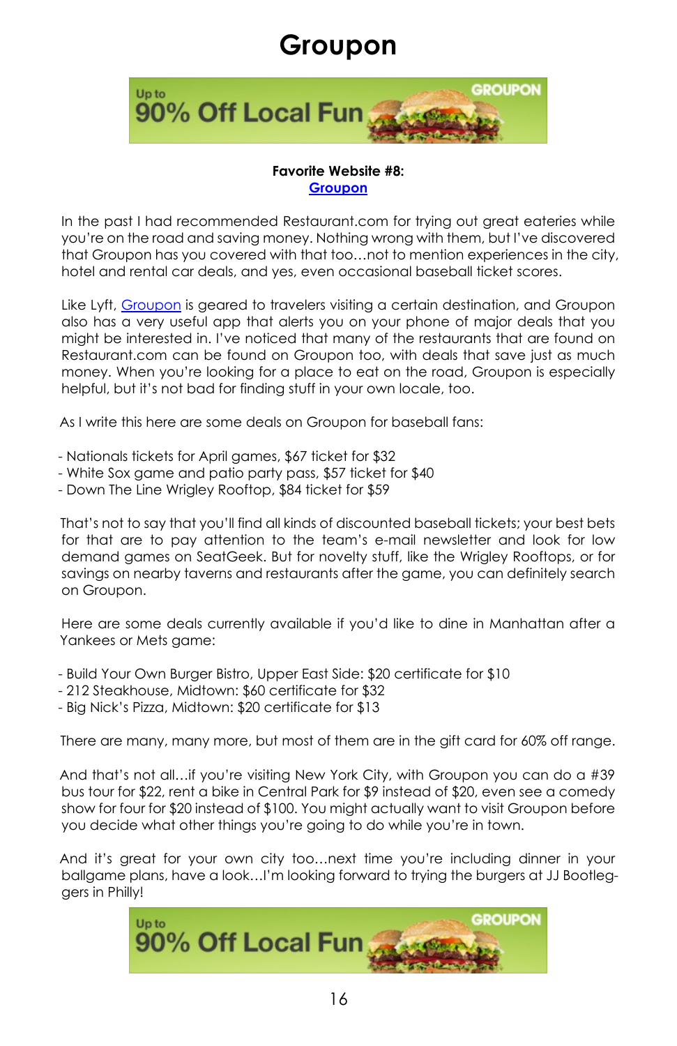# Groupon

**Favorite Website #8:**
**Groupon**

In the past I had recommended Restaurant.com for trying out great eateries while you're on the road and saving money. Nothing wrong with them, but I've discovered that Groupon has you covered with that too…not to mention experiences in the city, hotel and rental car deals, and yes, even occasional baseball ticket scores.

Like Lyft, Groupon is geared to travelers visiting a certain destination, and Groupon also has a very useful app that alerts you on your phone of major deals that you might be interested in. I've noticed that many of the restaurants that are found on Restaurant.com can be found on Groupon too, with deals that save just as much money. When you're looking for a place to eat on the road, Groupon is especially helpful, but it's not bad for finding stuff in your own locale, too.

As I write this here are some deals on Groupon for baseball fans:

- Nationals tickets for April games, $67 ticket for $32
- White Sox game and patio party pass, $57 ticket for $40
- Down The Line Wrigley Rooftop, $84 ticket for $59

That's not to say that you'll find all kinds of discounted baseball tickets; your best bets for that are to pay attention to the team's e-mail newsletter and look for low demand games on SeatGeek. But for novelty stuff, like the Wrigley Rooftops, or for savings on nearby taverns and restaurants after the game, you can definitely search on Groupon.

Here are some deals currently available if you'd like to dine in Manhattan after a Yankees or Mets game:

- Build Your Own Burger Bistro, Upper East Side: $20 certificate for $10
- 212 Steakhouse, Midtown: $60 certificate for $32
- Big Nick's Pizza, Midtown: $20 certificate for $13

There are many, many more, but most of them are in the gift card for 60% off range.

And that's not all…if you're visiting New York City, with Groupon you can do a #39 bus tour for $22, rent a bike in Central Park for $9 instead of $20, even see a comedy show for four for $20 instead of $100. You might actually want to visit Groupon before you decide what other things you're going to do while you're in town.

And it's great for your own city too…next time you're including dinner in your ballgame plans, have a look…I'm looking forward to trying the burgers at JJ Bootleggers in Philly!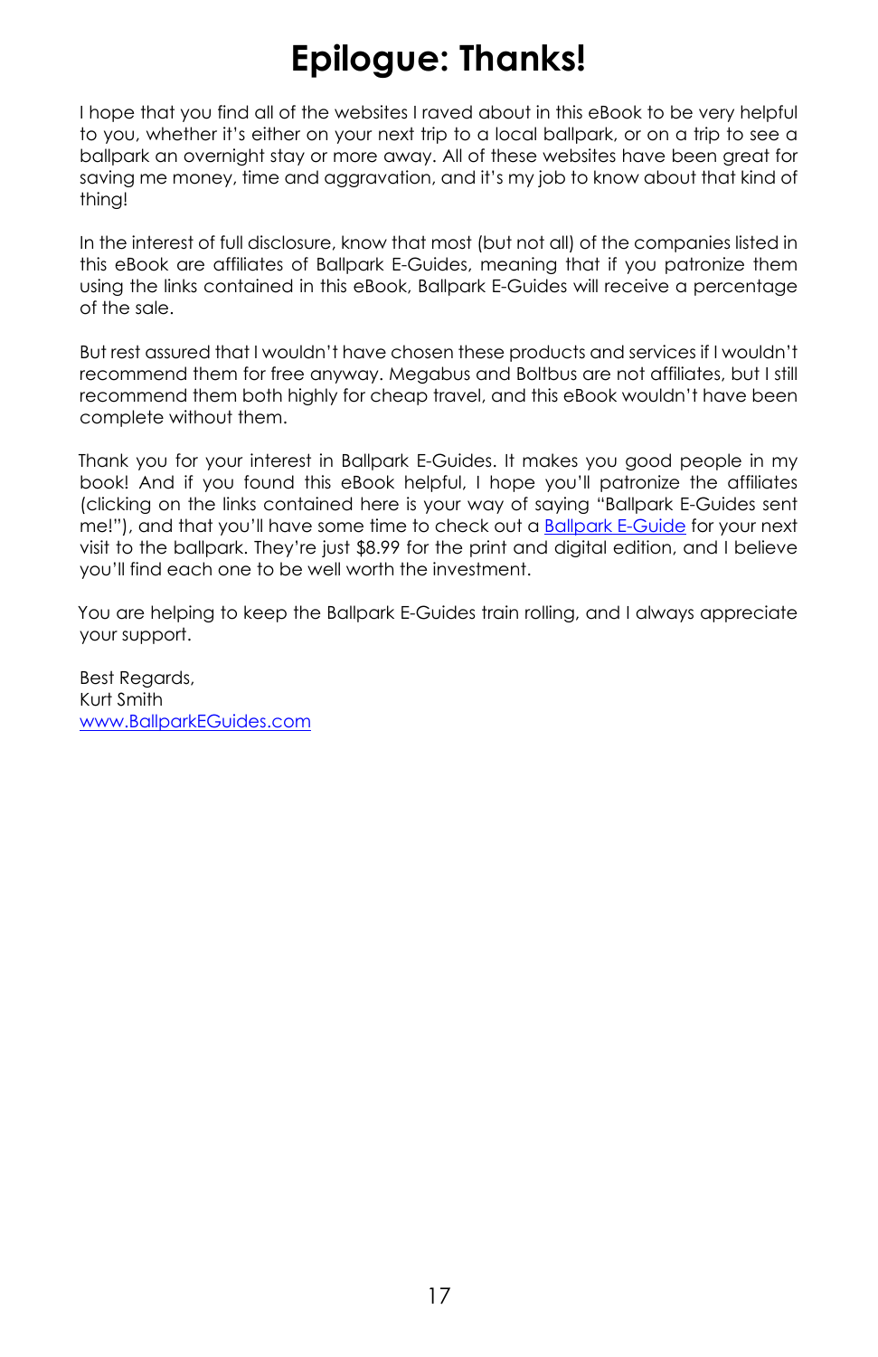# Epilogue: Thanks!

I hope that you find all of the websites I raved about in this eBook to be very helpful to you, whether it's either on your next trip to a local ballpark, or on a trip to see a ballpark an overnight stay or more away. All of these websites have been great for saving me money, time and aggravation, and it's my job to know about that kind of thing!

In the interest of full disclosure, know that most (but not all) of the companies listed in this eBook are affiliates of Ballpark E-Guides, meaning that if you patronize them using the links contained in this eBook, Ballpark E-Guides will receive a percentage of the sale.

But rest assured that I wouldn't have chosen these products and services if I wouldn't recommend them for free anyway. Megabus and Boltbus are not affiliates, but I still recommend them both highly for cheap travel, and this eBook wouldn't have been complete without them.

Thank you for your interest in Ballpark E-Guides. It makes you good people in my book! And if you found this eBook helpful, I hope you'll patronize the affiliates (clicking on the links contained here is your way of saying "Ballpark E-Guides sent me!"), and that you'll have some time to check out a Ballpark E-Guide for your next visit to the ballpark. They're just $8.99 for the print and digital edition, and I believe you'll find each one to be well worth the investment.

You are helping to keep the Ballpark E-Guides train rolling, and I always appreciate your support.

Best Regards,
Kurt Smith
www.BallparkEGuides.com